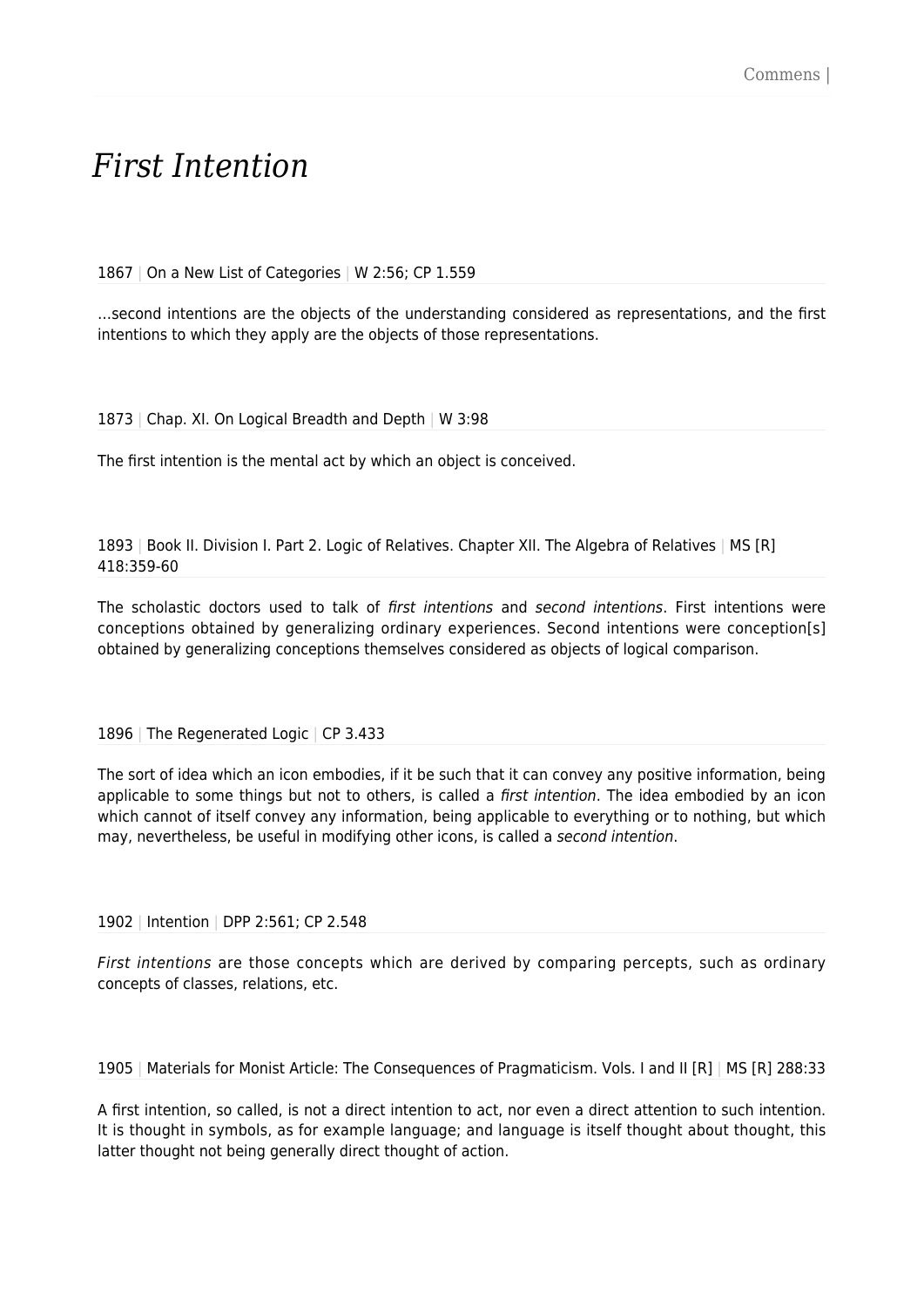# *First Intention*

1867 | On a New List of Categories | W 2:56; CP 1.559

…second intentions are the objects of the understanding considered as representations, and the first intentions to which they apply are the objects of those representations.

1873 | Chap. XI. On Logical Breadth and Depth | W 3:98

The first intention is the mental act by which an object is conceived.

1893 | Book II. Division I. Part 2. Logic of Relatives. Chapter XII. The Algebra of Relatives | MS [R] 418:359-60

The scholastic doctors used to talk of *first intentions* and *second intentions*. First intentions were conceptions obtained by generalizing ordinary experiences. Second intentions were conception[s] obtained by generalizing conceptions themselves considered as objects of logical comparison.

1896 | The Regenerated Logic | CP 3.433

The sort of idea which an icon embodies, if it be such that it can convey any positive information, being applicable to some things but not to others, is called a *first intention*. The idea embodied by an icon which cannot of itself convey any information, being applicable to everything or to nothing, but which may, nevertheless, be useful in modifying other icons, is called a *second intention*.

1902 | Intention | DPP 2:561; CP 2.548

*First intentions* are those concepts which are derived by comparing percepts, such as ordinary concepts of classes, relations, etc.

1905 | Materials for Monist Article: The Consequences of Pragmaticism. Vols. I and II [R] | MS [R] 288:33

A first intention, so called, is not a direct intention to act, nor even a direct attention to such intention. It is thought in symbols, as for example language; and language is itself thought about thought, this latter thought not being generally direct thought of action.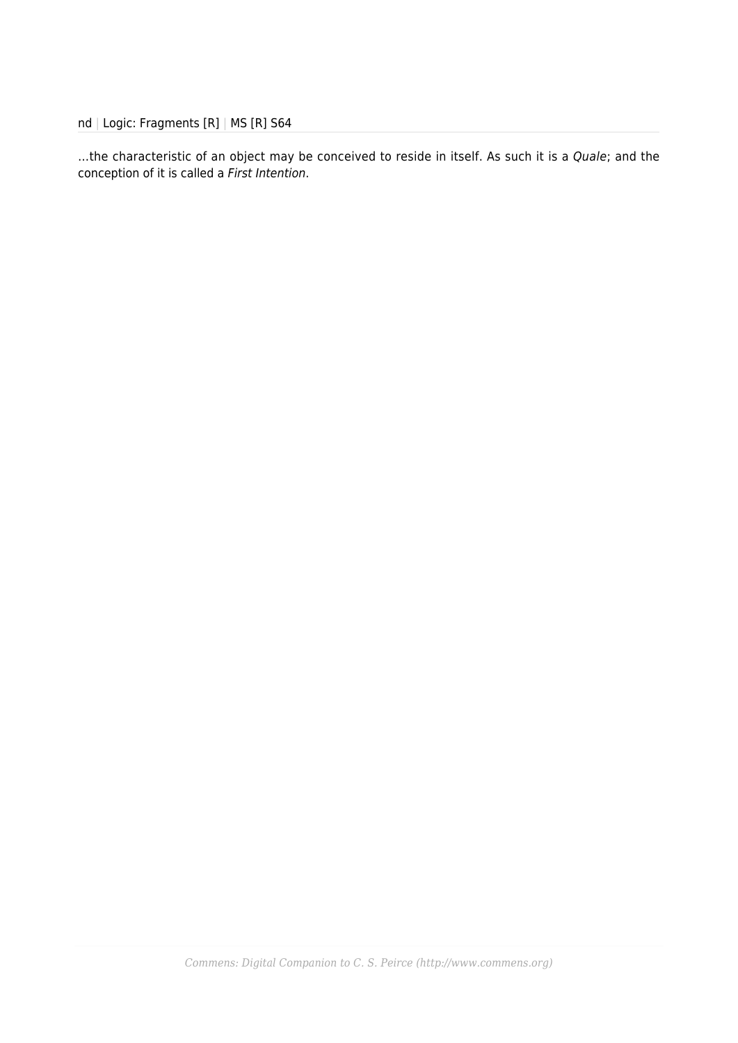nd | Logic: Fragments [R] | MS [R] S64

…the characteristic of an object may be conceived to reside in itself. As such it is a *Quale*; and the conception of it is called a *First Intention*.